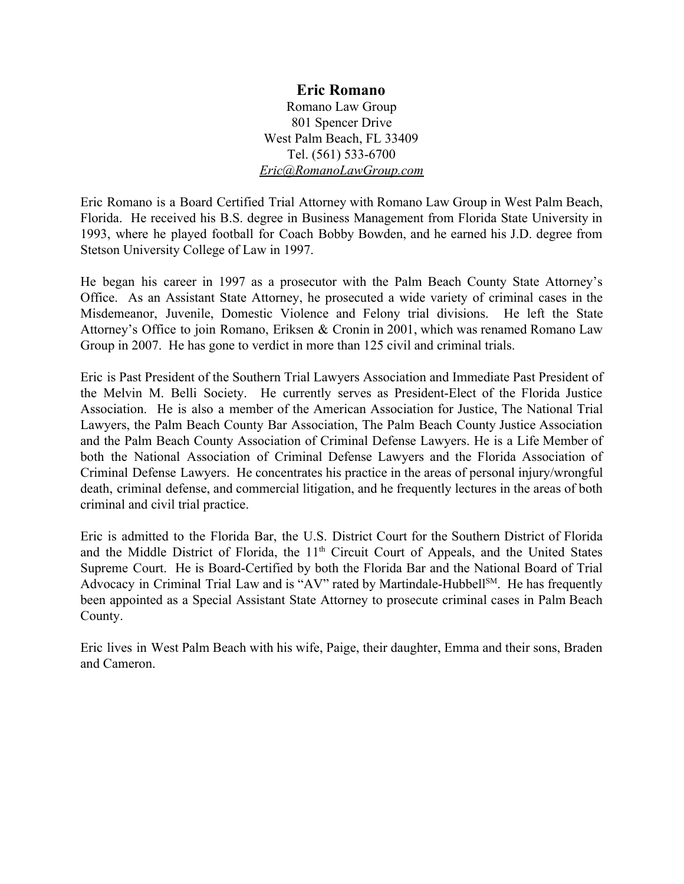# Eric Romano

Romano Law Group
801 Spencer Drive
West Palm Beach, FL 33409
Tel. (561) 533-6700
*Eric@RomanoLawGroup.com*

Eric Romano is a Board Certified Trial Attorney with Romano Law Group in West Palm Beach, Florida. He received his B.S. degree in Business Management from Florida State University in 1993, where he played football for Coach Bobby Bowden, and he earned his J.D. degree from Stetson University College of Law in 1997.

He began his career in 1997 as a prosecutor with the Palm Beach County State Attorney's Office. As an Assistant State Attorney, he prosecuted a wide variety of criminal cases in the Misdemeanor, Juvenile, Domestic Violence and Felony trial divisions. He left the State Attorney's Office to join Romano, Eriksen & Cronin in 2001, which was renamed Romano Law Group in 2007. He has gone to verdict in more than 125 civil and criminal trials.

Eric is Past President of the Southern Trial Lawyers Association and Immediate Past President of the Melvin M. Belli Society. He currently serves as President-Elect of the Florida Justice Association. He is also a member of the American Association for Justice, The National Trial Lawyers, the Palm Beach County Bar Association, The Palm Beach County Justice Association and the Palm Beach County Association of Criminal Defense Lawyers. He is a Life Member of both the National Association of Criminal Defense Lawyers and the Florida Association of Criminal Defense Lawyers. He concentrates his practice in the areas of personal injury/wrongful death, criminal defense, and commercial litigation, and he frequently lectures in the areas of both criminal and civil trial practice.

Eric is admitted to the Florida Bar, the U.S. District Court for the Southern District of Florida and the Middle District of Florida, the 11th Circuit Court of Appeals, and the United States Supreme Court. He is Board-Certified by both the Florida Bar and the National Board of Trial Advocacy in Criminal Trial Law and is "AV" rated by Martindale-Hubbell℠. He has frequently been appointed as a Special Assistant State Attorney to prosecute criminal cases in Palm Beach County.

Eric lives in West Palm Beach with his wife, Paige, their daughter, Emma and their sons, Braden and Cameron.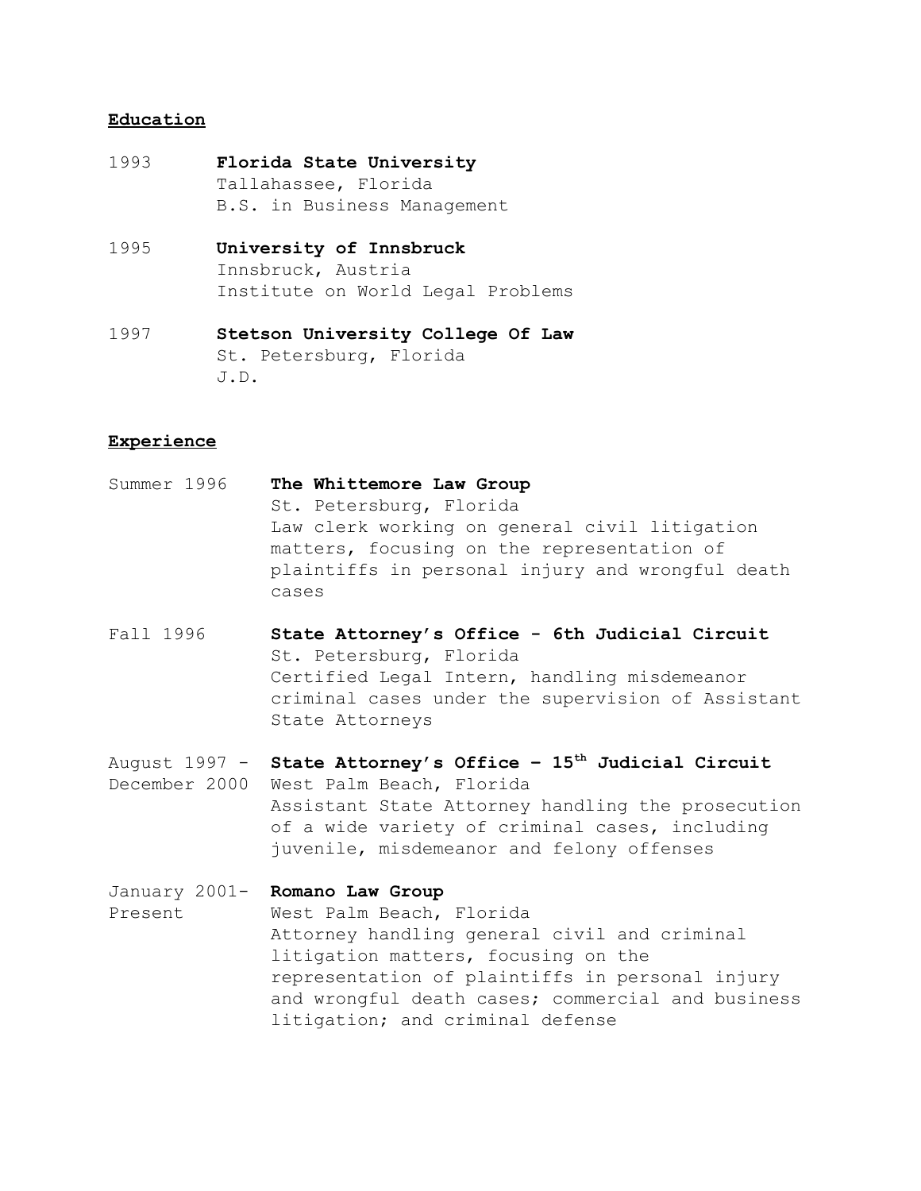## Education

1993 **Florida State University**
Tallahassee, Florida
B.S. in Business Management

1995 **University of Innsbruck**
Innsbruck, Austria
Institute on World Legal Problems

1997 **Stetson University College Of Law**
St. Petersburg, Florida
J.D.

## Experience

Summer 1996 **The Whittemore Law Group**
St. Petersburg, Florida
Law clerk working on general civil litigation matters, focusing on the representation of plaintiffs in personal injury and wrongful death cases

Fall 1996 **State Attorney's Office - 6th Judicial Circuit**
St. Petersburg, Florida
Certified Legal Intern, handling misdemeanor criminal cases under the supervision of Assistant State Attorneys

August 1997 - December 2000 **State Attorney's Office – 15th Judicial Circuit**
West Palm Beach, Florida
Assistant State Attorney handling the prosecution of a wide variety of criminal cases, including juvenile, misdemeanor and felony offenses

January 2001- Present **Romano Law Group**
West Palm Beach, Florida
Attorney handling general civil and criminal litigation matters, focusing on the representation of plaintiffs in personal injury and wrongful death cases; commercial and business litigation; and criminal defense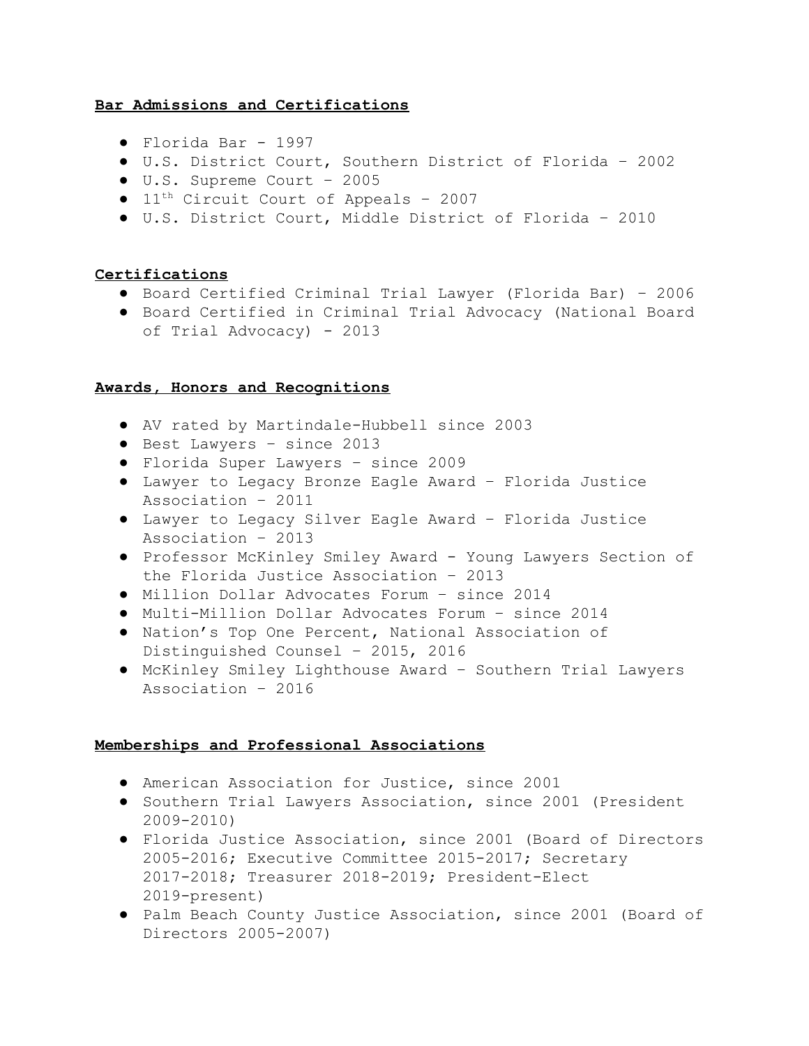**Bar Admissions and Certifications**

- Florida Bar - 1997
- U.S. District Court, Southern District of Florida – 2002
- U.S. Supreme Court – 2005
- 11th Circuit Court of Appeals – 2007
- U.S. District Court, Middle District of Florida – 2010

**Certifications**

- Board Certified Criminal Trial Lawyer (Florida Bar) – 2006
- Board Certified in Criminal Trial Advocacy (National Board of Trial Advocacy) - 2013

**Awards, Honors and Recognitions**

- AV rated by Martindale-Hubbell since 2003
- Best Lawyers – since 2013
- Florida Super Lawyers – since 2009
- Lawyer to Legacy Bronze Eagle Award – Florida Justice Association – 2011
- Lawyer to Legacy Silver Eagle Award – Florida Justice Association – 2013
- Professor McKinley Smiley Award - Young Lawyers Section of the Florida Justice Association – 2013
- Million Dollar Advocates Forum – since 2014
- Multi-Million Dollar Advocates Forum – since 2014
- Nation's Top One Percent, National Association of Distinguished Counsel – 2015, 2016
- McKinley Smiley Lighthouse Award – Southern Trial Lawyers Association – 2016

**Memberships and Professional Associations**

- American Association for Justice, since 2001
- Southern Trial Lawyers Association, since 2001 (President 2009-2010)
- Florida Justice Association, since 2001 (Board of Directors 2005-2016; Executive Committee 2015-2017; Secretary 2017-2018; Treasurer 2018-2019; President-Elect 2019-present)
- Palm Beach County Justice Association, since 2001 (Board of Directors 2005-2007)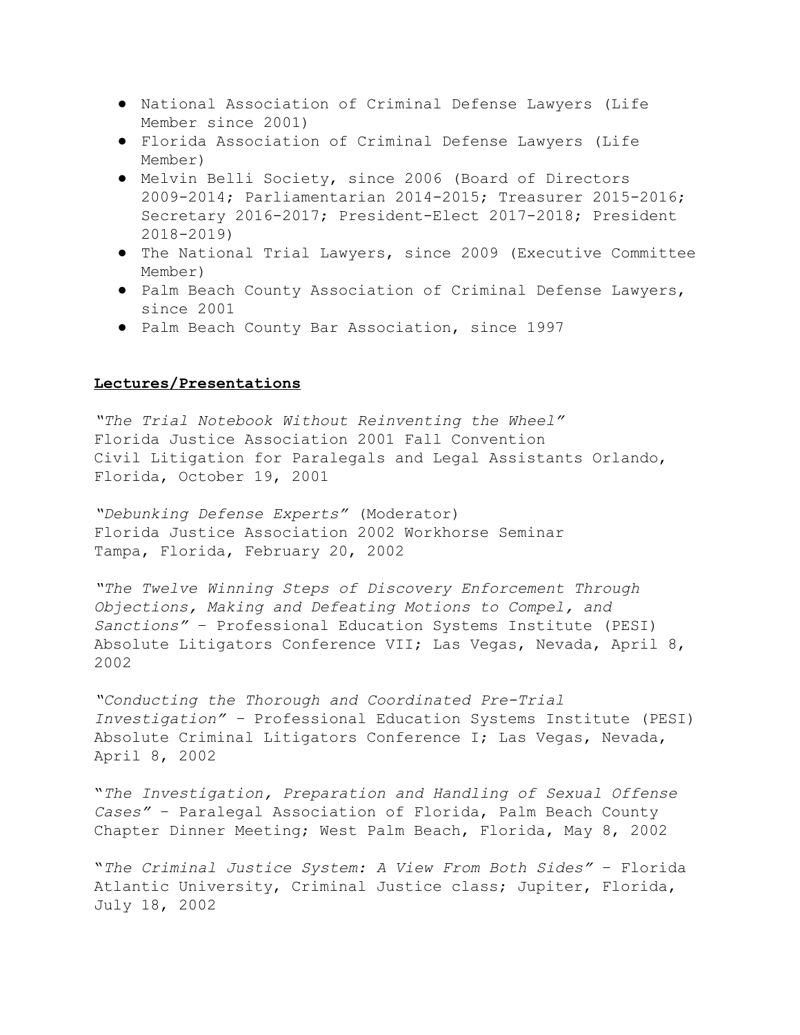- National Association of Criminal Defense Lawyers (Life Member since 2001)
- Florida Association of Criminal Defense Lawyers (Life Member)
- Melvin Belli Society, since 2006 (Board of Directors 2009-2014; Parliamentarian 2014-2015; Treasurer 2015-2016; Secretary 2016-2017; President-Elect 2017-2018; President 2018-2019)
- The National Trial Lawyers, since 2009 (Executive Committee Member)
- Palm Beach County Association of Criminal Defense Lawyers, since 2001
- Palm Beach County Bar Association, since 1997

**Lectures/Presentations**

*"The Trial Notebook Without Reinventing the Wheel"*
Florida Justice Association 2001 Fall Convention
Civil Litigation for Paralegals and Legal Assistants Orlando, Florida, October 19, 2001

*"Debunking Defense Experts"* (Moderator)
Florida Justice Association 2002 Workhorse Seminar
Tampa, Florida, February 20, 2002

*"The Twelve Winning Steps of Discovery Enforcement Through Objections, Making and Defeating Motions to Compel, and Sanctions"* – Professional Education Systems Institute (PESI) Absolute Litigators Conference VII; Las Vegas, Nevada, April 8, 2002

*"Conducting the Thorough and Coordinated Pre-Trial Investigation"* – Professional Education Systems Institute (PESI) Absolute Criminal Litigators Conference I; Las Vegas, Nevada, April 8, 2002

"*The Investigation, Preparation and Handling of Sexual Offense Cases"* – Paralegal Association of Florida, Palm Beach County Chapter Dinner Meeting; West Palm Beach, Florida, May 8, 2002

"*The Criminal Justice System: A View From Both Sides"* – Florida Atlantic University, Criminal Justice class; Jupiter, Florida, July 18, 2002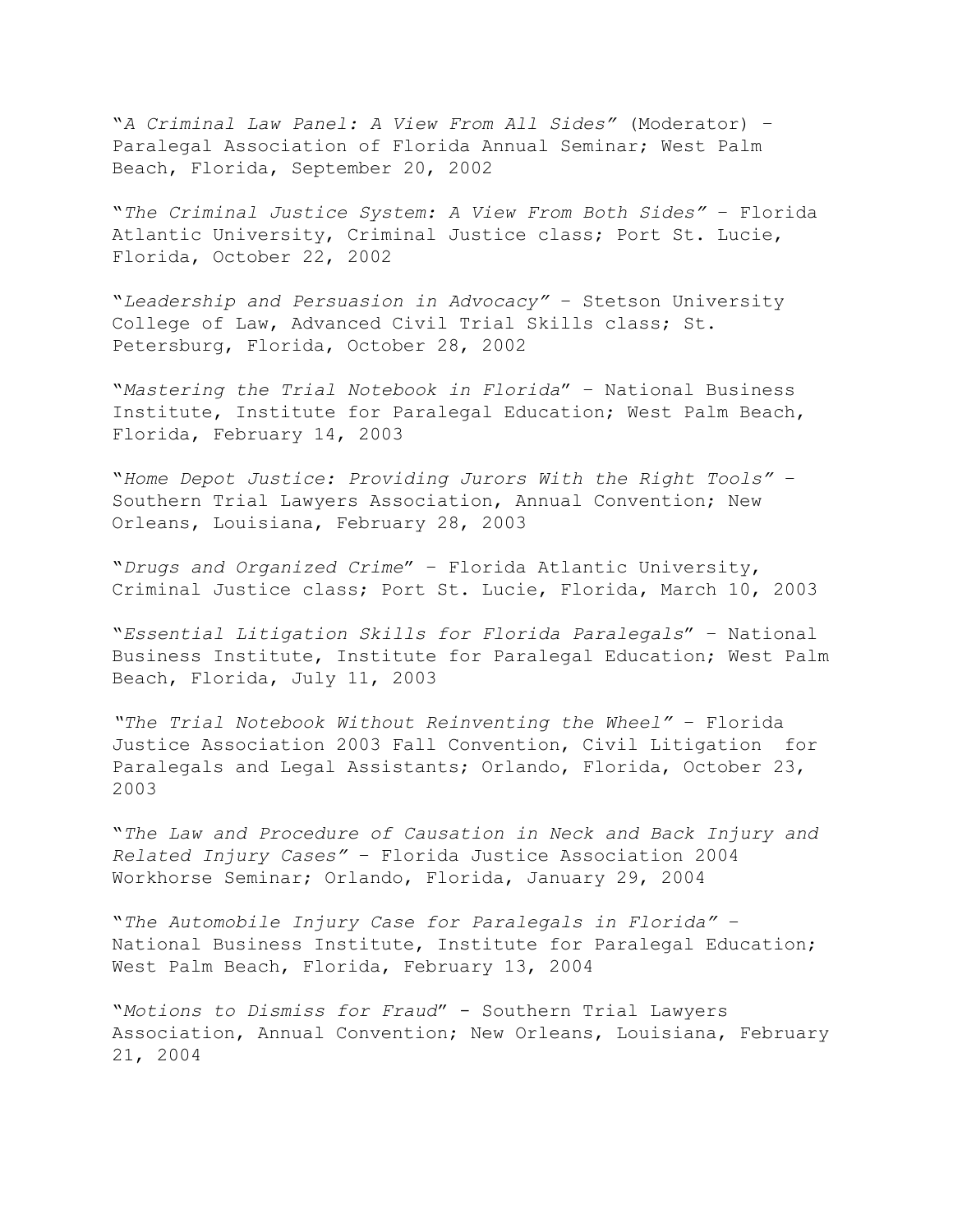"*A Criminal Law Panel: A View From All Sides*" (Moderator) – Paralegal Association of Florida Annual Seminar; West Palm Beach, Florida, September 20, 2002

"*The Criminal Justice System: A View From Both Sides*" – Florida Atlantic University, Criminal Justice class; Port St. Lucie, Florida, October 22, 2002

"*Leadership and Persuasion in Advocacy*" – Stetson University College of Law, Advanced Civil Trial Skills class; St. Petersburg, Florida, October 28, 2002

"*Mastering the Trial Notebook in Florida*" – National Business Institute, Institute for Paralegal Education; West Palm Beach, Florida, February 14, 2003

"*Home Depot Justice: Providing Jurors With the Right Tools*" – Southern Trial Lawyers Association, Annual Convention; New Orleans, Louisiana, February 28, 2003

"*Drugs and Organized Crime*" – Florida Atlantic University, Criminal Justice class; Port St. Lucie, Florida, March 10, 2003

"*Essential Litigation Skills for Florida Paralegals*" – National Business Institute, Institute for Paralegal Education; West Palm Beach, Florida, July 11, 2003

"*The Trial Notebook Without Reinventing the Wheel*" – Florida Justice Association 2003 Fall Convention, Civil Litigation for Paralegals and Legal Assistants; Orlando, Florida, October 23, 2003

"*The Law and Procedure of Causation in Neck and Back Injury and Related Injury Cases*" – Florida Justice Association 2004 Workhorse Seminar; Orlando, Florida, January 29, 2004

"*The Automobile Injury Case for Paralegals in Florida*" – National Business Institute, Institute for Paralegal Education; West Palm Beach, Florida, February 13, 2004

"*Motions to Dismiss for Fraud*" - Southern Trial Lawyers Association, Annual Convention; New Orleans, Louisiana, February 21, 2004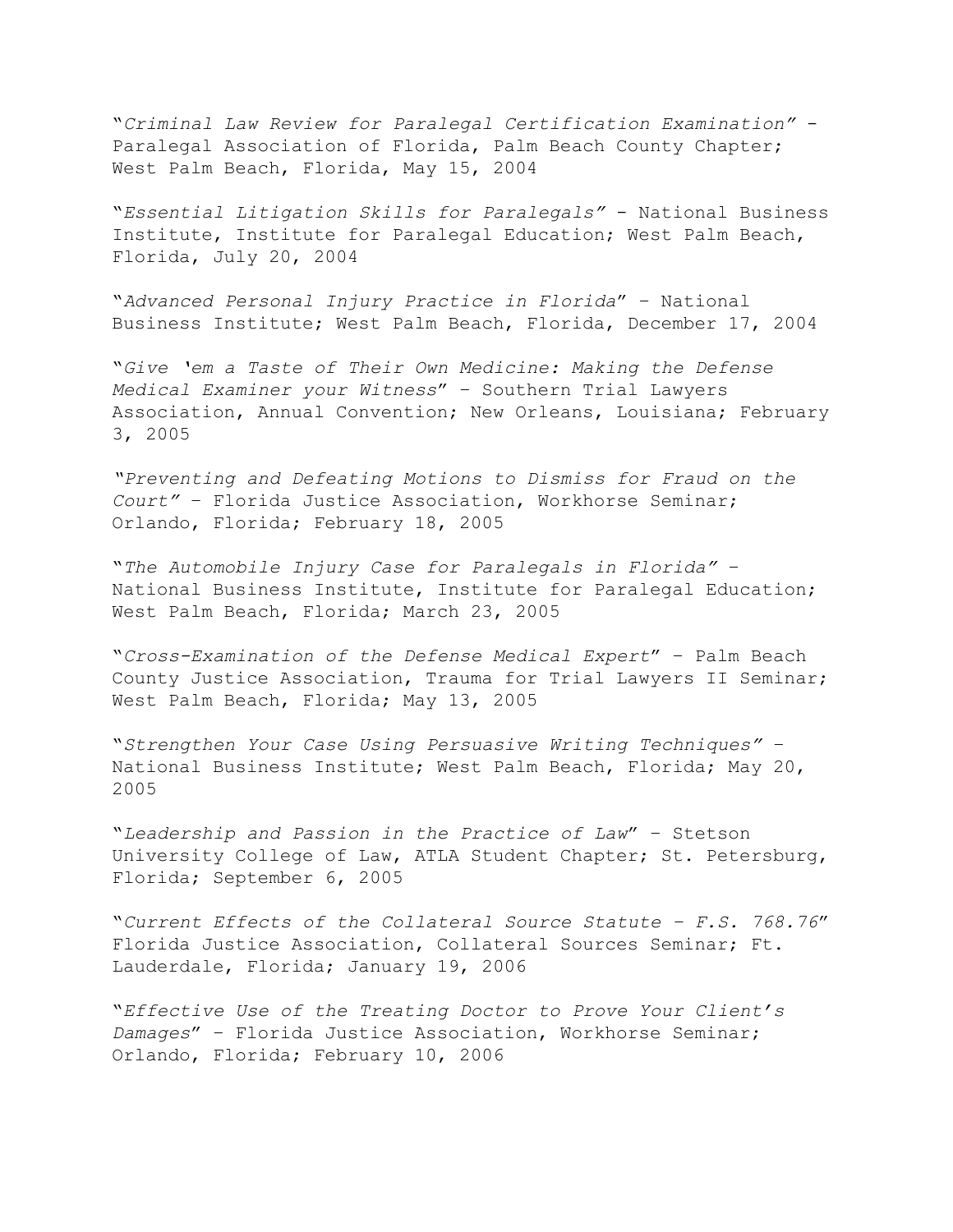"*Criminal Law Review for Paralegal Certification Examination"* - Paralegal Association of Florida, Palm Beach County Chapter; West Palm Beach, Florida, May 15, 2004

"*Essential Litigation Skills for Paralegals"* - National Business Institute, Institute for Paralegal Education; West Palm Beach, Florida, July 20, 2004

"*Advanced Personal Injury Practice in Florida*" – National Business Institute; West Palm Beach, Florida, December 17, 2004

"*Give 'em a Taste of Their Own Medicine: Making the Defense Medical Examiner your Witness*" – Southern Trial Lawyers Association, Annual Convention; New Orleans, Louisiana; February 3, 2005

*"Preventing and Defeating Motions to Dismiss for Fraud on the Court"* – Florida Justice Association, Workhorse Seminar; Orlando, Florida; February 18, 2005

"*The Automobile Injury Case for Paralegals in Florida"* – National Business Institute, Institute for Paralegal Education; West Palm Beach, Florida; March 23, 2005

"*Cross-Examination of the Defense Medical Expert*" – Palm Beach County Justice Association, Trauma for Trial Lawyers II Seminar; West Palm Beach, Florida; May 13, 2005

"*Strengthen Your Case Using Persuasive Writing Techniques"* – National Business Institute; West Palm Beach, Florida; May 20, 2005

"*Leadership and Passion in the Practice of Law*" – Stetson University College of Law, ATLA Student Chapter; St. Petersburg, Florida; September 6, 2005

"*Current Effects of the Collateral Source Statute – F.S. 768.76*" Florida Justice Association, Collateral Sources Seminar; Ft. Lauderdale, Florida; January 19, 2006

"*Effective Use of the Treating Doctor to Prove Your Client's Damages*" – Florida Justice Association, Workhorse Seminar; Orlando, Florida; February 10, 2006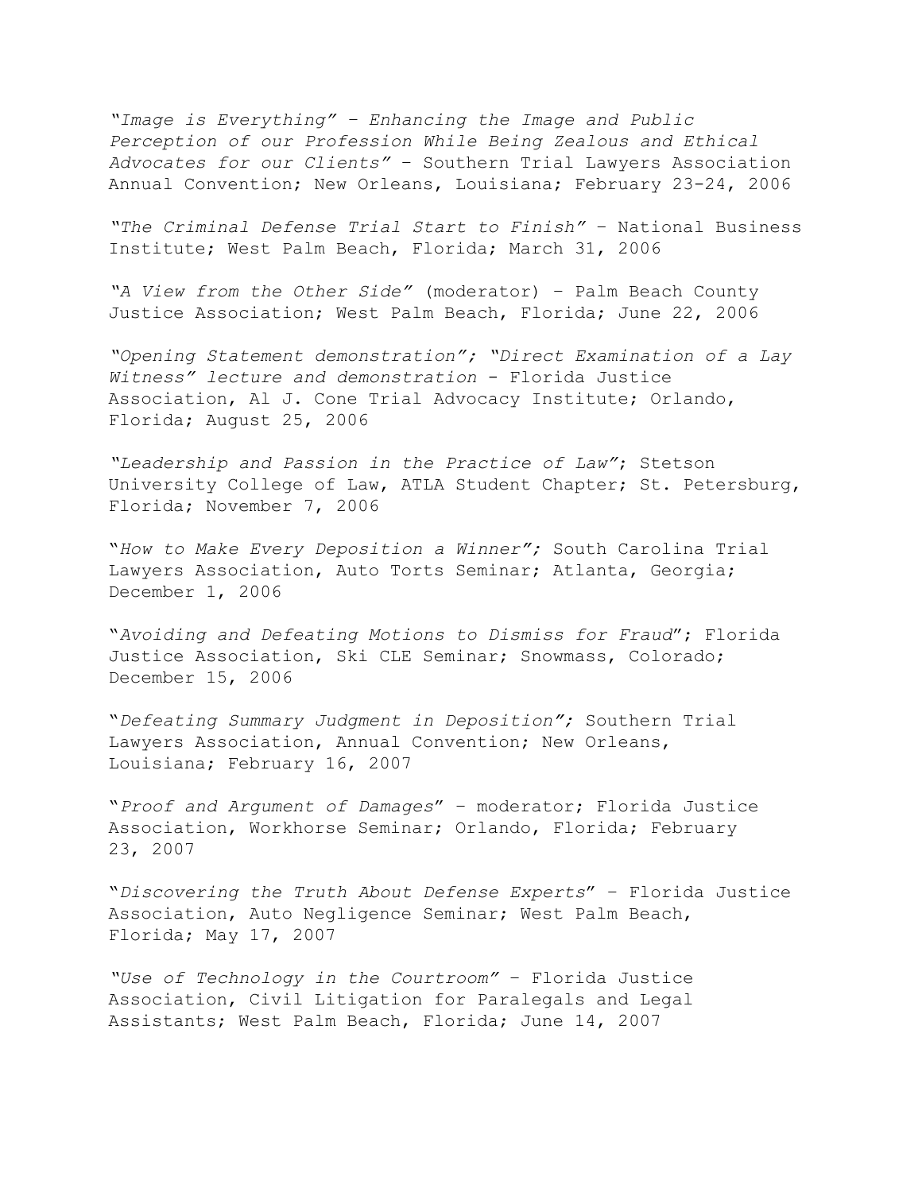*"Image is Everything" – Enhancing the Image and Public Perception of our Profession While Being Zealous and Ethical Advocates for our Clients"* – Southern Trial Lawyers Association Annual Convention; New Orleans, Louisiana; February 23-24, 2006

*"The Criminal Defense Trial Start to Finish"* – National Business Institute; West Palm Beach, Florida; March 31, 2006

*"A View from the Other Side"* (moderator) – Palm Beach County Justice Association; West Palm Beach, Florida; June 22, 2006

*"Opening Statement demonstration"; "Direct Examination of a Lay Witness" lecture and demonstration* - Florida Justice Association, Al J. Cone Trial Advocacy Institute; Orlando, Florida; August 25, 2006

*"Leadership and Passion in the Practice of Law"*; Stetson University College of Law, ATLA Student Chapter; St. Petersburg, Florida; November 7, 2006

"*How to Make Every Deposition a Winner";* South Carolina Trial Lawyers Association, Auto Torts Seminar; Atlanta, Georgia; December 1, 2006

"*Avoiding and Defeating Motions to Dismiss for Fraud*"; Florida Justice Association, Ski CLE Seminar; Snowmass, Colorado; December 15, 2006

"*Defeating Summary Judgment in Deposition";* Southern Trial Lawyers Association, Annual Convention; New Orleans, Louisiana; February 16, 2007

"*Proof and Argument of Damages*" – moderator; Florida Justice Association, Workhorse Seminar; Orlando, Florida; February 23, 2007

"*Discovering the Truth About Defense Experts*" – Florida Justice Association, Auto Negligence Seminar; West Palm Beach, Florida; May 17, 2007

*"Use of Technology in the Courtroom"* – Florida Justice Association, Civil Litigation for Paralegals and Legal Assistants; West Palm Beach, Florida; June 14, 2007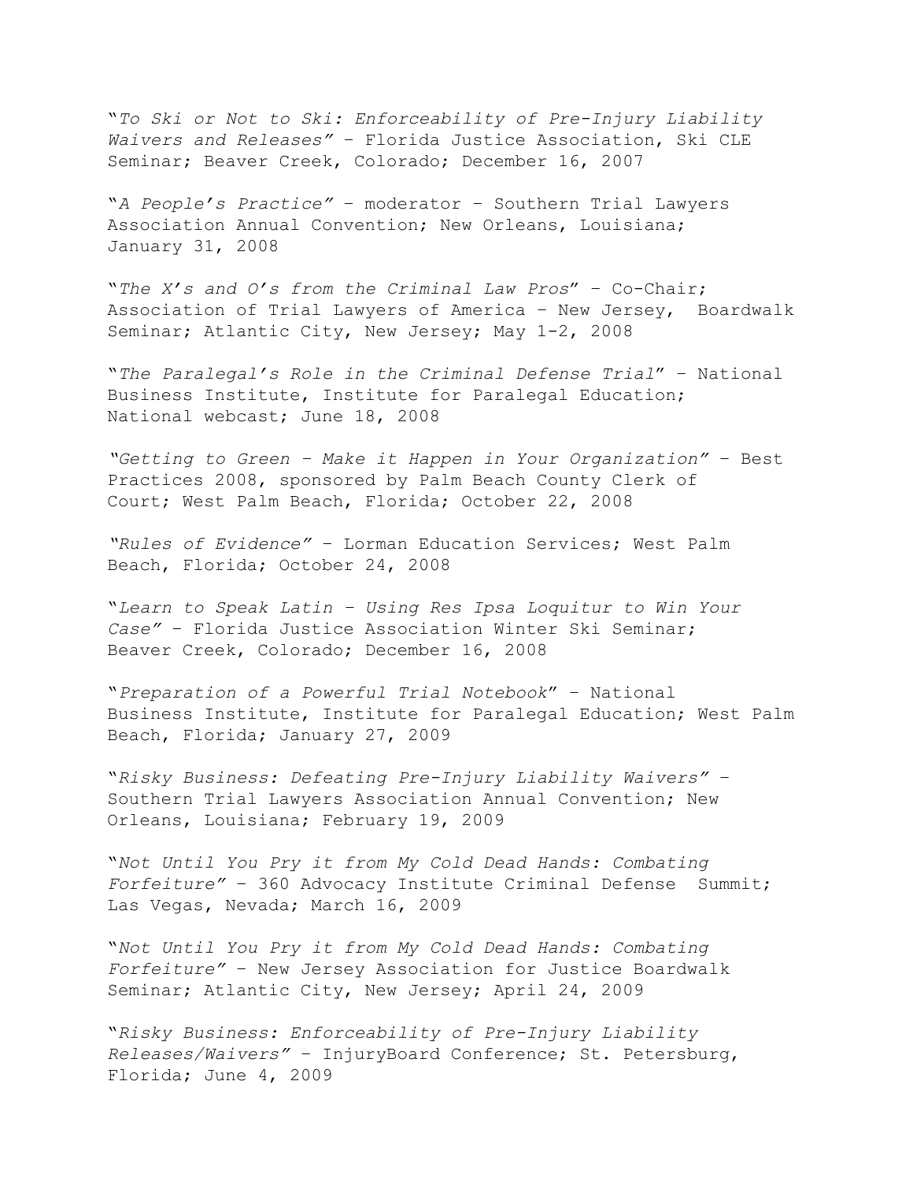"*To Ski or Not to Ski: Enforceability of Pre-Injury Liability Waivers and Releases"* – Florida Justice Association, Ski CLE Seminar; Beaver Creek, Colorado; December 16, 2007

"*A People's Practice"* – moderator – Southern Trial Lawyers Association Annual Convention; New Orleans, Louisiana; January 31, 2008

"*The X's and O's from the Criminal Law Pros*" – Co-Chair; Association of Trial Lawyers of America – New Jersey, Boardwalk Seminar; Atlantic City, New Jersey; May 1-2, 2008

"*The Paralegal's Role in the Criminal Defense Trial*" – National Business Institute, Institute for Paralegal Education; National webcast; June 18, 2008

*"Getting to Green – Make it Happen in Your Organization"* – Best Practices 2008, sponsored by Palm Beach County Clerk of Court; West Palm Beach, Florida; October 22, 2008

*"Rules of Evidence"* – Lorman Education Services; West Palm Beach, Florida; October 24, 2008

"*Learn to Speak Latin – Using Res Ipsa Loquitur to Win Your Case"* – Florida Justice Association Winter Ski Seminar; Beaver Creek, Colorado; December 16, 2008

"*Preparation of a Powerful Trial Notebook*" – National Business Institute, Institute for Paralegal Education; West Palm Beach, Florida; January 27, 2009

"*Risky Business: Defeating Pre-Injury Liability Waivers"* – Southern Trial Lawyers Association Annual Convention; New Orleans, Louisiana; February 19, 2009

"*Not Until You Pry it from My Cold Dead Hands: Combating Forfeiture"* – 360 Advocacy Institute Criminal Defense Summit; Las Vegas, Nevada; March 16, 2009

"*Not Until You Pry it from My Cold Dead Hands: Combating Forfeiture"* – New Jersey Association for Justice Boardwalk Seminar; Atlantic City, New Jersey; April 24, 2009

"*Risky Business: Enforceability of Pre-Injury Liability Releases/Waivers"* – InjuryBoard Conference; St. Petersburg, Florida; June 4, 2009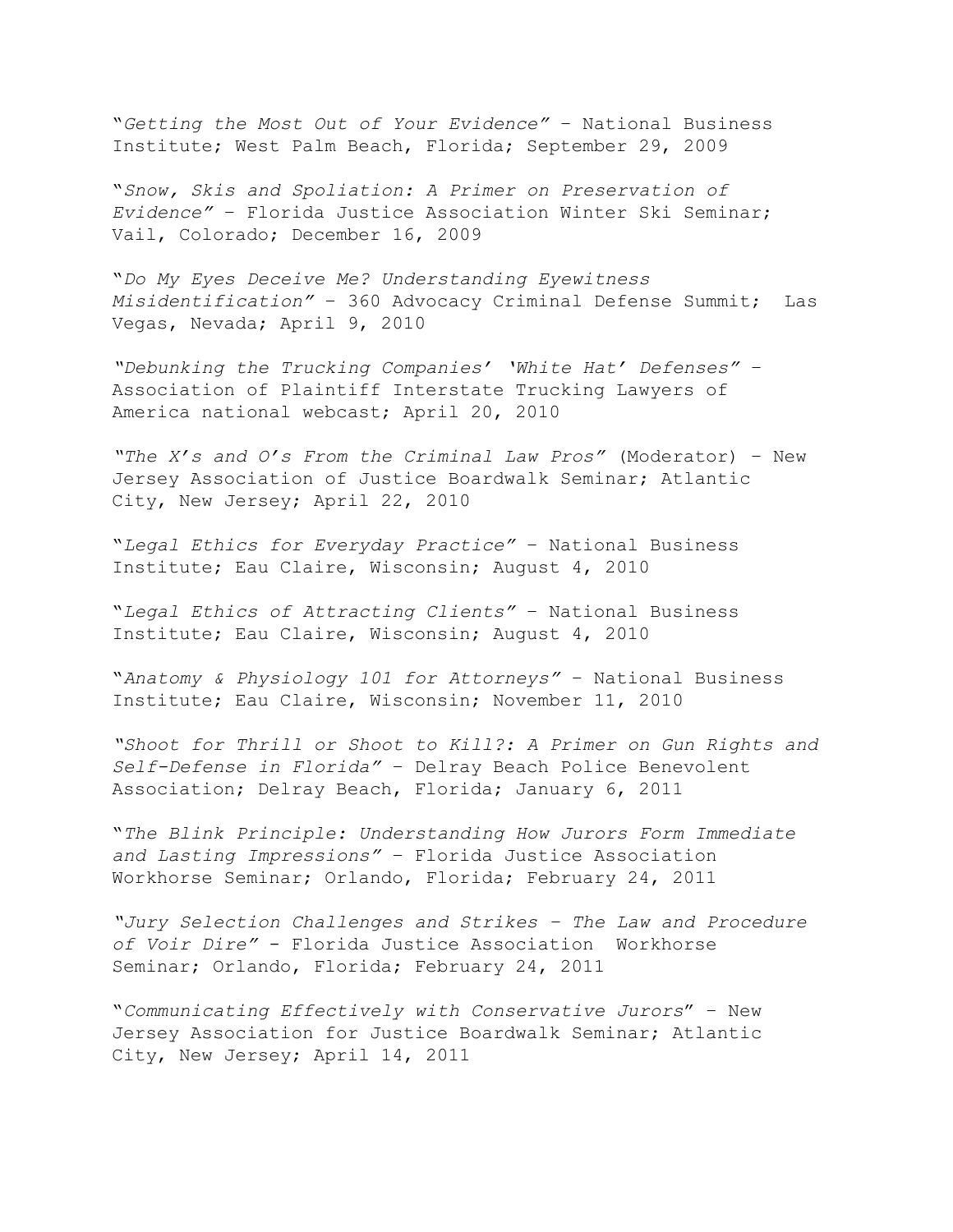"*Getting the Most Out of Your Evidence*" – National Business Institute; West Palm Beach, Florida; September 29, 2009

"*Snow, Skis and Spoliation: A Primer on Preservation of Evidence*" – Florida Justice Association Winter Ski Seminar; Vail, Colorado; December 16, 2009

"*Do My Eyes Deceive Me? Understanding Eyewitness Misidentification*" – 360 Advocacy Criminal Defense Summit; Las Vegas, Nevada; April 9, 2010

*"Debunking the Trucking Companies' 'White Hat' Defenses"* – Association of Plaintiff Interstate Trucking Lawyers of America national webcast; April 20, 2010

*"The X's and O's From the Criminal Law Pros"* (Moderator) – New Jersey Association of Justice Boardwalk Seminar; Atlantic City, New Jersey; April 22, 2010

"*Legal Ethics for Everyday Practice*" – National Business Institute; Eau Claire, Wisconsin; August 4, 2010

"*Legal Ethics of Attracting Clients*" – National Business Institute; Eau Claire, Wisconsin; August 4, 2010

"*Anatomy & Physiology 101 for Attorneys*" – National Business Institute; Eau Claire, Wisconsin; November 11, 2010

*"Shoot for Thrill or Shoot to Kill?: A Primer on Gun Rights and Self-Defense in Florida"* – Delray Beach Police Benevolent Association; Delray Beach, Florida; January 6, 2011

"*The Blink Principle: Understanding How Jurors Form Immediate and Lasting Impressions*" – Florida Justice Association Workhorse Seminar; Orlando, Florida; February 24, 2011

*"Jury Selection Challenges and Strikes – The Law and Procedure of Voir Dire"* - Florida Justice Association Workhorse Seminar; Orlando, Florida; February 24, 2011

"*Communicating Effectively with Conservative Jurors*" – New Jersey Association for Justice Boardwalk Seminar; Atlantic City, New Jersey; April 14, 2011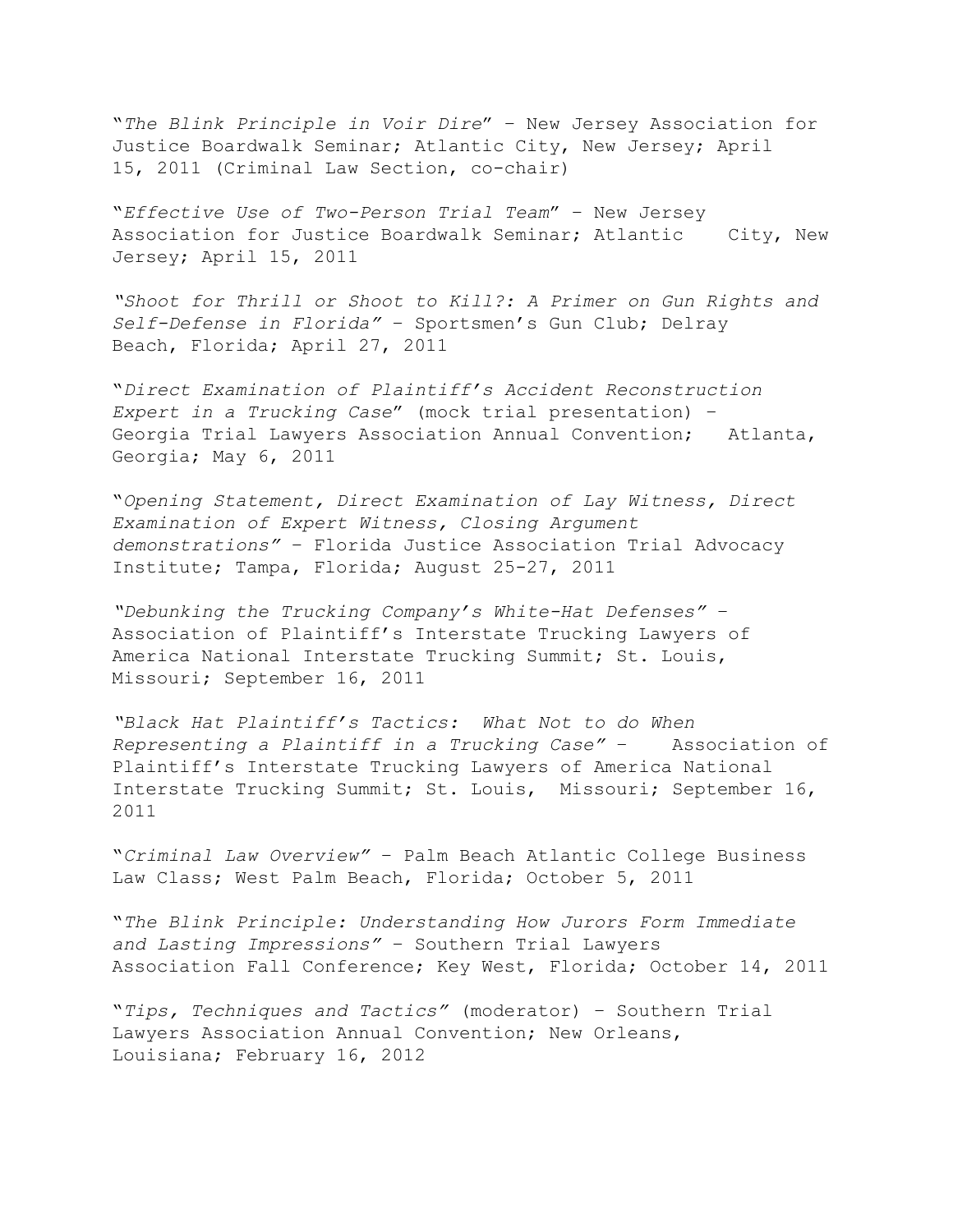"*The Blink Principle in Voir Dire*" – New Jersey Association for Justice Boardwalk Seminar; Atlantic City, New Jersey; April 15, 2011 (Criminal Law Section, co-chair)

"*Effective Use of Two-Person Trial Team*" – New Jersey Association for Justice Boardwalk Seminar; Atlantic City, New Jersey; April 15, 2011

*"Shoot for Thrill or Shoot to Kill?: A Primer on Gun Rights and Self-Defense in Florida"* – Sportsmen's Gun Club; Delray Beach, Florida; April 27, 2011

"*Direct Examination of Plaintiff's Accident Reconstruction Expert in a Trucking Case*" (mock trial presentation) – Georgia Trial Lawyers Association Annual Convention; Atlanta, Georgia; May 6, 2011

"*Opening Statement, Direct Examination of Lay Witness, Direct Examination of Expert Witness, Closing Argument demonstrations"* – Florida Justice Association Trial Advocacy Institute; Tampa, Florida; August 25-27, 2011

*"Debunking the Trucking Company's White-Hat Defenses"* – Association of Plaintiff's Interstate Trucking Lawyers of America National Interstate Trucking Summit; St. Louis, Missouri; September 16, 2011

*"Black Hat Plaintiff's Tactics: What Not to do When Representing a Plaintiff in a Trucking Case"* – Association of Plaintiff's Interstate Trucking Lawyers of America National Interstate Trucking Summit; St. Louis, Missouri; September 16, 2011

"*Criminal Law Overview"* – Palm Beach Atlantic College Business Law Class; West Palm Beach, Florida; October 5, 2011

"*The Blink Principle: Understanding How Jurors Form Immediate and Lasting Impressions"* – Southern Trial Lawyers Association Fall Conference; Key West, Florida; October 14, 2011

"*Tips, Techniques and Tactics"* (moderator) – Southern Trial Lawyers Association Annual Convention; New Orleans, Louisiana; February 16, 2012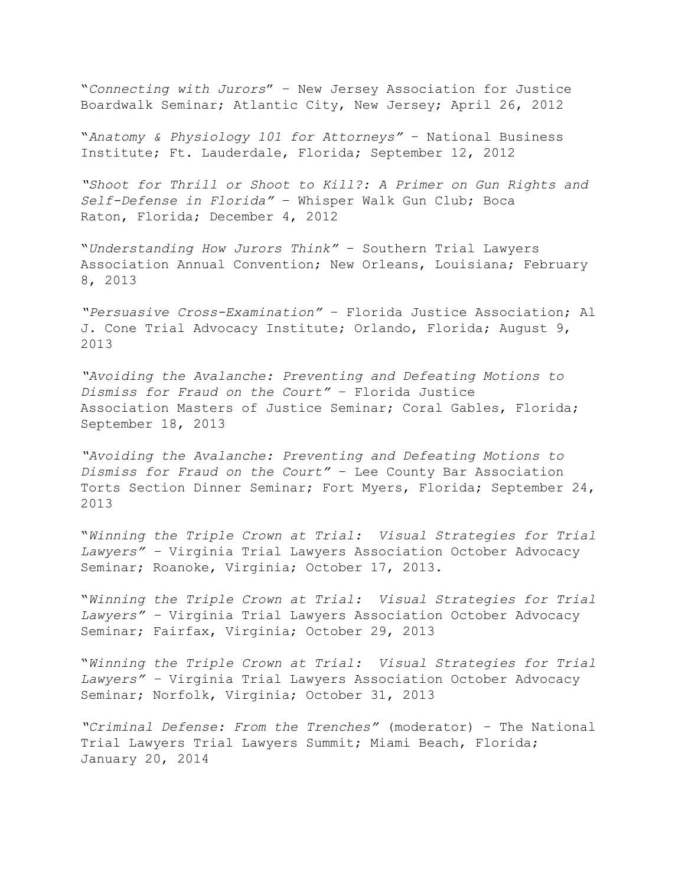"*Connecting with Jurors*" – New Jersey Association for Justice Boardwalk Seminar; Atlantic City, New Jersey; April 26, 2012

"*Anatomy & Physiology 101 for Attorneys*" – National Business Institute; Ft. Lauderdale, Florida; September 12, 2012

*"Shoot for Thrill or Shoot to Kill?: A Primer on Gun Rights and Self-Defense in Florida"* – Whisper Walk Gun Club; Boca Raton, Florida; December 4, 2012

"*Understanding How Jurors Think*" – Southern Trial Lawyers Association Annual Convention; New Orleans, Louisiana; February 8, 2013

*"Persuasive Cross-Examination"* – Florida Justice Association; Al J. Cone Trial Advocacy Institute; Orlando, Florida; August 9, 2013

*"Avoiding the Avalanche: Preventing and Defeating Motions to Dismiss for Fraud on the Court"* – Florida Justice Association Masters of Justice Seminar; Coral Gables, Florida; September 18, 2013

*"Avoiding the Avalanche: Preventing and Defeating Motions to Dismiss for Fraud on the Court"* – Lee County Bar Association Torts Section Dinner Seminar; Fort Myers, Florida; September 24, 2013

"*Winning the Triple Crown at Trial: Visual Strategies for Trial Lawyers"* – Virginia Trial Lawyers Association October Advocacy Seminar; Roanoke, Virginia; October 17, 2013.

"*Winning the Triple Crown at Trial: Visual Strategies for Trial Lawyers"* – Virginia Trial Lawyers Association October Advocacy Seminar; Fairfax, Virginia; October 29, 2013

"*Winning the Triple Crown at Trial: Visual Strategies for Trial Lawyers"* – Virginia Trial Lawyers Association October Advocacy Seminar; Norfolk, Virginia; October 31, 2013

*"Criminal Defense: From the Trenches"* (moderator) – The National Trial Lawyers Trial Lawyers Summit; Miami Beach, Florida; January 20, 2014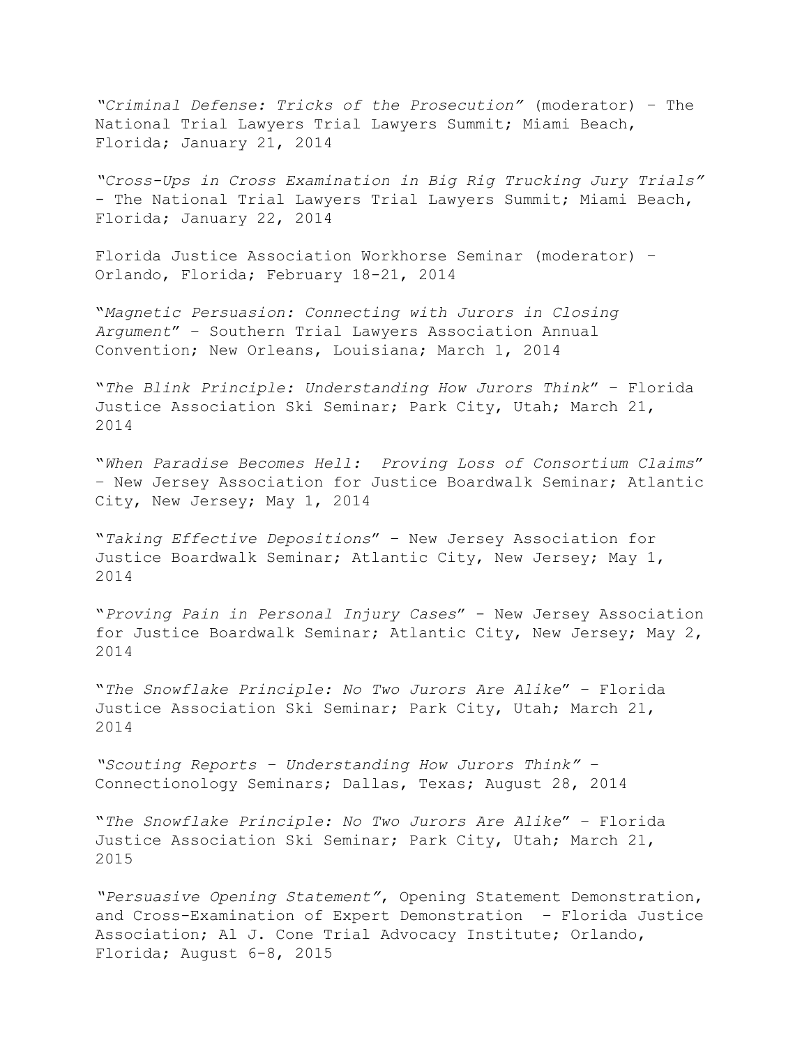*"Criminal Defense: Tricks of the Prosecution"* (moderator) – The National Trial Lawyers Trial Lawyers Summit; Miami Beach, Florida; January 21, 2014

*"Cross-Ups in Cross Examination in Big Rig Trucking Jury Trials"* - The National Trial Lawyers Trial Lawyers Summit; Miami Beach, Florida; January 22, 2014

Florida Justice Association Workhorse Seminar (moderator) – Orlando, Florida; February 18-21, 2014

"*Magnetic Persuasion: Connecting with Jurors in Closing Argument*" – Southern Trial Lawyers Association Annual Convention; New Orleans, Louisiana; March 1, 2014

"*The Blink Principle: Understanding How Jurors Think*" – Florida Justice Association Ski Seminar; Park City, Utah; March 21, 2014

"*When Paradise Becomes Hell: Proving Loss of Consortium Claims*" – New Jersey Association for Justice Boardwalk Seminar; Atlantic City, New Jersey; May 1, 2014

"*Taking Effective Depositions*" – New Jersey Association for Justice Boardwalk Seminar; Atlantic City, New Jersey; May 1, 2014

"*Proving Pain in Personal Injury Cases*" - New Jersey Association for Justice Boardwalk Seminar; Atlantic City, New Jersey; May 2, 2014

"*The Snowflake Principle: No Two Jurors Are Alike*" – Florida Justice Association Ski Seminar; Park City, Utah; March 21, 2014

*"Scouting Reports – Understanding How Jurors Think"* – Connectionology Seminars; Dallas, Texas; August 28, 2014

"*The Snowflake Principle: No Two Jurors Are Alike*" – Florida Justice Association Ski Seminar; Park City, Utah; March 21, 2015

*"Persuasive Opening Statement"*, Opening Statement Demonstration, and Cross-Examination of Expert Demonstration – Florida Justice Association; Al J. Cone Trial Advocacy Institute; Orlando, Florida; August 6-8, 2015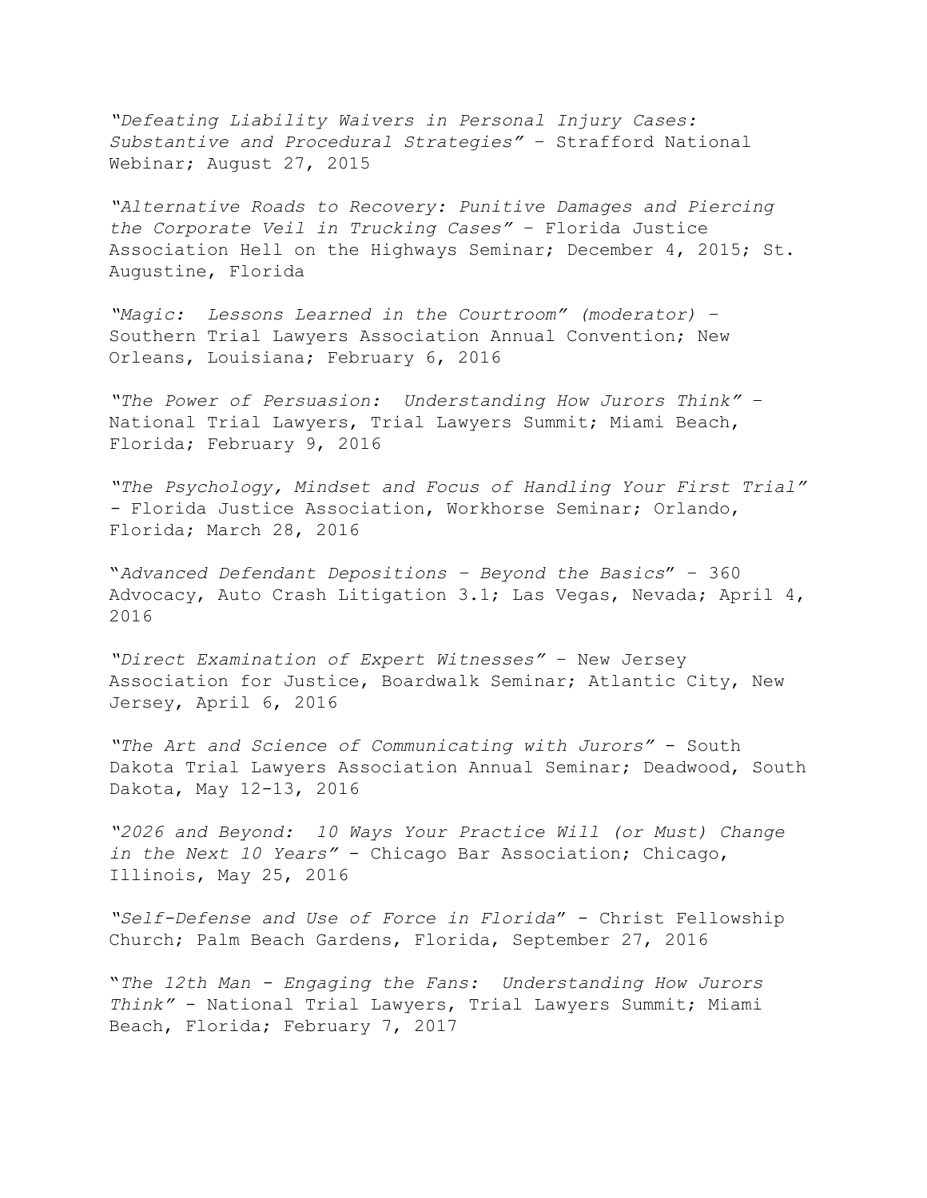*"Defeating Liability Waivers in Personal Injury Cases: Substantive and Procedural Strategies"* – Strafford National Webinar; August 27, 2015

*"Alternative Roads to Recovery: Punitive Damages and Piercing the Corporate Veil in Trucking Cases"* – Florida Justice Association Hell on the Highways Seminar; December 4, 2015; St. Augustine, Florida

*"Magic: Lessons Learned in the Courtroom" (moderator)* – Southern Trial Lawyers Association Annual Convention; New Orleans, Louisiana; February 6, 2016

*"The Power of Persuasion: Understanding How Jurors Think"* – National Trial Lawyers, Trial Lawyers Summit; Miami Beach, Florida; February 9, 2016

*"The Psychology, Mindset and Focus of Handling Your First Trial"* - Florida Justice Association, Workhorse Seminar; Orlando, Florida; March 28, 2016

"*Advanced Defendant Depositions – Beyond the Basics*" – 360 Advocacy, Auto Crash Litigation 3.1; Las Vegas, Nevada; April 4, 2016

*"Direct Examination of Expert Witnesses"* – New Jersey Association for Justice, Boardwalk Seminar; Atlantic City, New Jersey, April 6, 2016

*"The Art and Science of Communicating with Jurors"* - South Dakota Trial Lawyers Association Annual Seminar; Deadwood, South Dakota, May 12-13, 2016

*"2026 and Beyond: 10 Ways Your Practice Will (or Must) Change in the Next 10 Years"* - Chicago Bar Association; Chicago, Illinois, May 25, 2016

*"Self-Defense and Use of Force in Florida*" - Christ Fellowship Church; Palm Beach Gardens, Florida, September 27, 2016

"*The 12th Man - Engaging the Fans: Understanding How Jurors Think"* - National Trial Lawyers, Trial Lawyers Summit; Miami Beach, Florida; February 7, 2017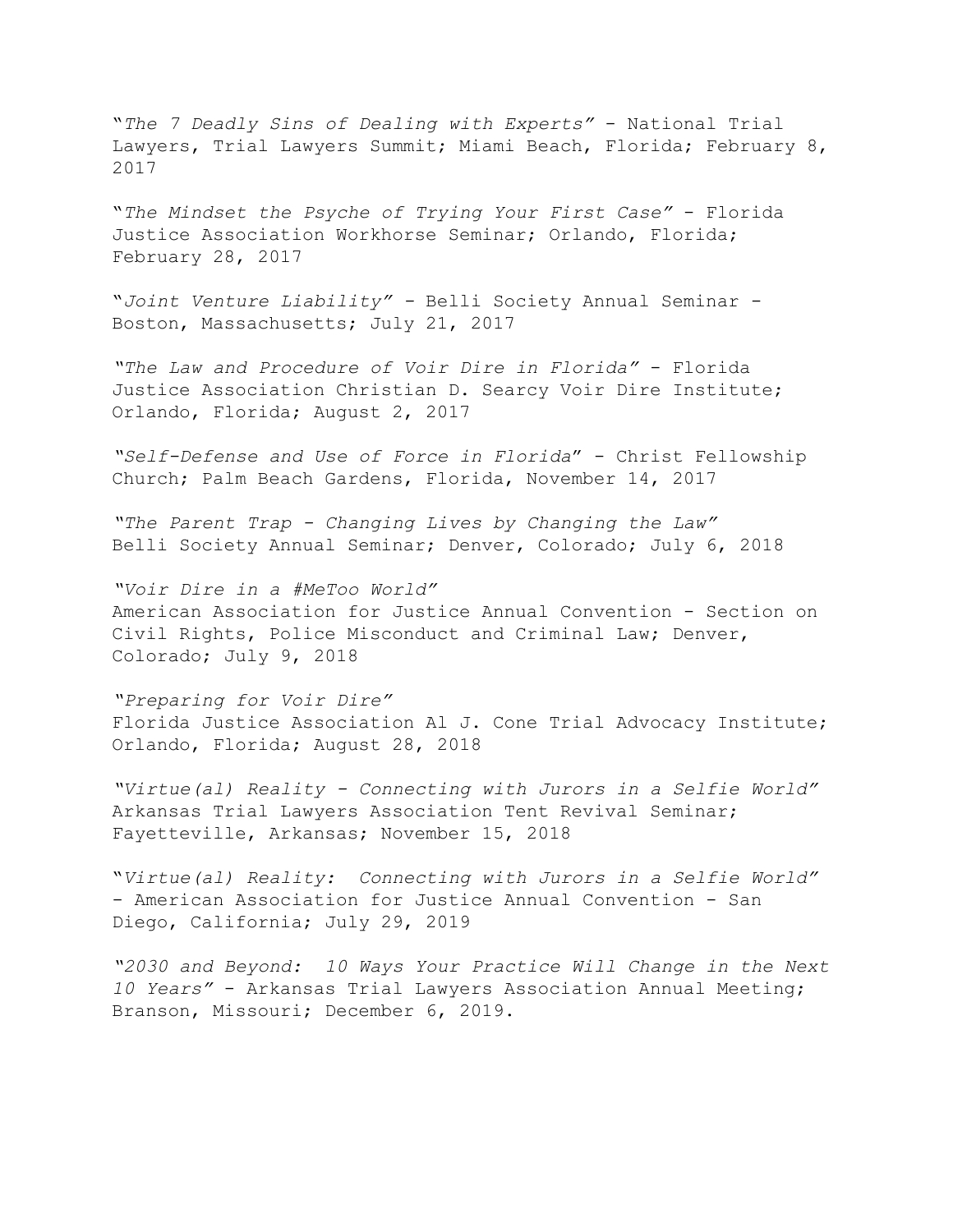"*The 7 Deadly Sins of Dealing with Experts"* - National Trial Lawyers, Trial Lawyers Summit; Miami Beach, Florida; February 8, 2017

"*The Mindset the Psyche of Trying Your First Case"* - Florida Justice Association Workhorse Seminar; Orlando, Florida; February 28, 2017

"*Joint Venture Liability"* - Belli Society Annual Seminar - Boston, Massachusetts; July 21, 2017

*"The Law and Procedure of Voir Dire in Florida"* - Florida Justice Association Christian D. Searcy Voir Dire Institute; Orlando, Florida; August 2, 2017

*"Self-Defense and Use of Force in Florida*" - Christ Fellowship Church; Palm Beach Gardens, Florida, November 14, 2017

*"The Parent Trap - Changing Lives by Changing the Law"*
Belli Society Annual Seminar; Denver, Colorado; July 6, 2018

*"Voir Dire in a #MeToo World"*
American Association for Justice Annual Convention - Section on Civil Rights, Police Misconduct and Criminal Law; Denver, Colorado; July 9, 2018

*"Preparing for Voir Dire"*
Florida Justice Association Al J. Cone Trial Advocacy Institute; Orlando, Florida; August 28, 2018

*"Virtue(al) Reality - Connecting with Jurors in a Selfie World"*
Arkansas Trial Lawyers Association Tent Revival Seminar; Fayetteville, Arkansas; November 15, 2018

"*Virtue(al) Reality: Connecting with Jurors in a Selfie World"* - American Association for Justice Annual Convention - San Diego, California; July 29, 2019

*"2030 and Beyond: 10 Ways Your Practice Will Change in the Next 10 Years"* - Arkansas Trial Lawyers Association Annual Meeting; Branson, Missouri; December 6, 2019.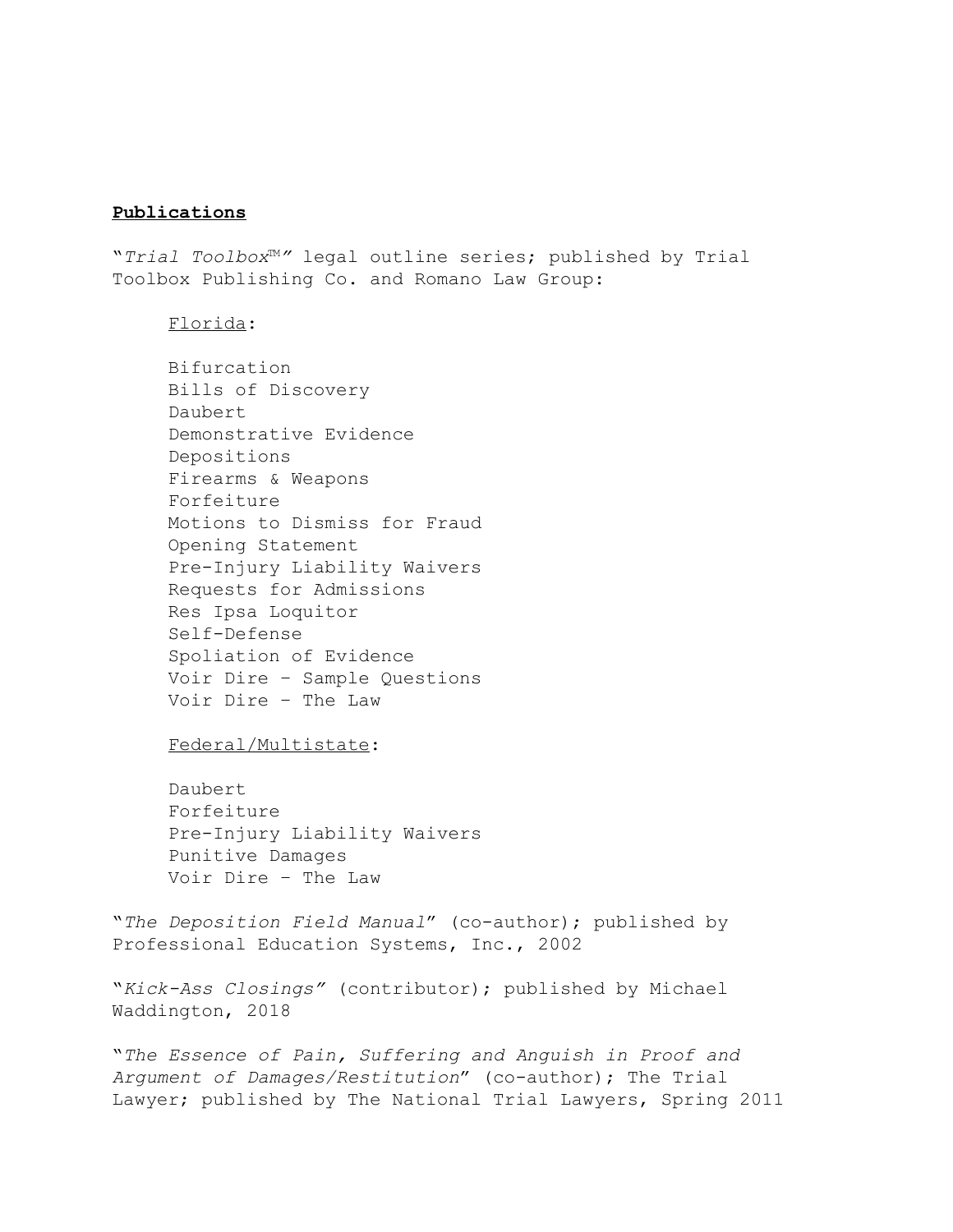**Publications**

"*Trial Toolbox*™" legal outline series; published by Trial Toolbox Publishing Co. and Romano Law Group:

Florida:

Bifurcation
Bills of Discovery
Daubert
Demonstrative Evidence
Depositions
Firearms & Weapons
Forfeiture
Motions to Dismiss for Fraud
Opening Statement
Pre-Injury Liability Waivers
Requests for Admissions
Res Ipsa Loquitor
Self-Defense
Spoliation of Evidence
Voir Dire – Sample Questions
Voir Dire – The Law

Federal/Multistate:

Daubert
Forfeiture
Pre-Injury Liability Waivers
Punitive Damages
Voir Dire – The Law

"*The Deposition Field Manual*" (co-author); published by Professional Education Systems, Inc., 2002

"*Kick-Ass Closings*" (contributor); published by Michael Waddington, 2018

"*The Essence of Pain, Suffering and Anguish in Proof and Argument of Damages/Restitution*" (co-author); The Trial Lawyer; published by The National Trial Lawyers, Spring 2011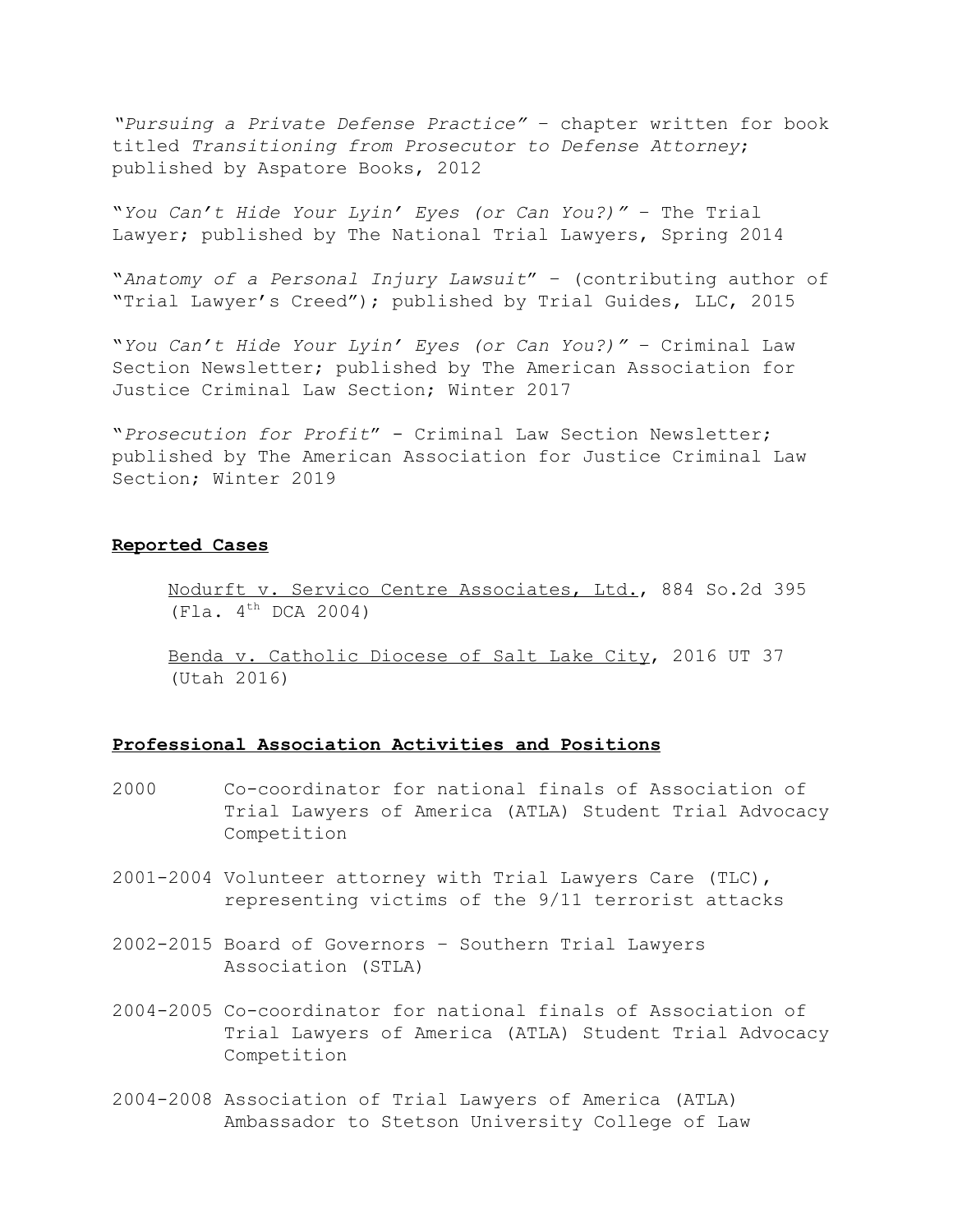"*Pursuing a Private Defense Practice*" – chapter written for book titled *Transitioning from Prosecutor to Defense Attorney*; published by Aspatore Books, 2012

"*You Can't Hide Your Lyin' Eyes (or Can You?)*" – The Trial Lawyer; published by The National Trial Lawyers, Spring 2014

"*Anatomy of a Personal Injury Lawsuit*" – (contributing author of "Trial Lawyer's Creed"); published by Trial Guides, LLC, 2015

"*You Can't Hide Your Lyin' Eyes (or Can You?)*" – Criminal Law Section Newsletter; published by The American Association for Justice Criminal Law Section; Winter 2017

"*Prosecution for Profit*" - Criminal Law Section Newsletter; published by The American Association for Justice Criminal Law Section; Winter 2019

## **Reported Cases**

Nodurft v. Servico Centre Associates, Ltd., 884 So.2d 395 (Fla. 4th DCA 2004)

Benda v. Catholic Diocese of Salt Lake City, 2016 UT 37 (Utah 2016)

## **Professional Association Activities and Positions**

2000 Co-coordinator for national finals of Association of Trial Lawyers of America (ATLA) Student Trial Advocacy Competition

2001-2004 Volunteer attorney with Trial Lawyers Care (TLC), representing victims of the 9/11 terrorist attacks

2002-2015 Board of Governors – Southern Trial Lawyers Association (STLA)

2004-2005 Co-coordinator for national finals of Association of Trial Lawyers of America (ATLA) Student Trial Advocacy Competition

2004-2008 Association of Trial Lawyers of America (ATLA) Ambassador to Stetson University College of Law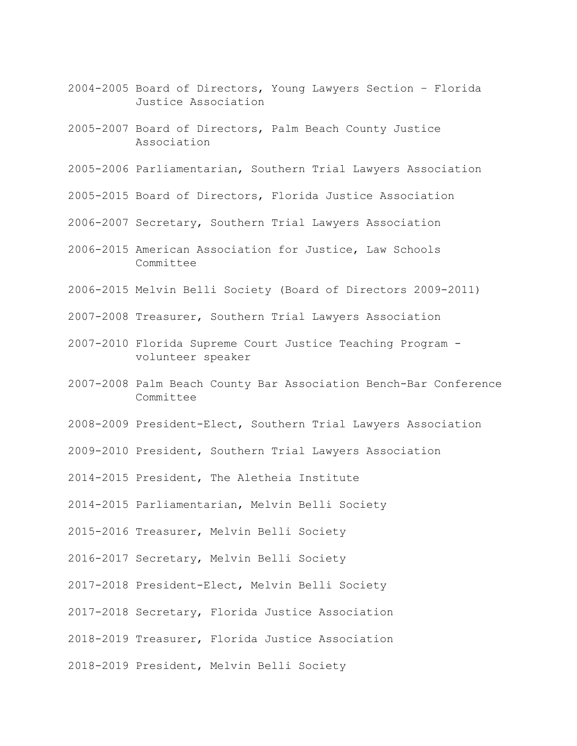2004-2005 Board of Directors, Young Lawyers Section – Florida Justice Association

2005-2007 Board of Directors, Palm Beach County Justice Association

2005-2006 Parliamentarian, Southern Trial Lawyers Association

2005-2015 Board of Directors, Florida Justice Association

2006-2007 Secretary, Southern Trial Lawyers Association

2006-2015 American Association for Justice, Law Schools Committee

2006-2015 Melvin Belli Society (Board of Directors 2009-2011)

2007-2008 Treasurer, Southern Trial Lawyers Association

2007-2010 Florida Supreme Court Justice Teaching Program - volunteer speaker

2007-2008 Palm Beach County Bar Association Bench-Bar Conference Committee

2008-2009 President-Elect, Southern Trial Lawyers Association

2009-2010 President, Southern Trial Lawyers Association

2014-2015 President, The Aletheia Institute

2014-2015 Parliamentarian, Melvin Belli Society

2015-2016 Treasurer, Melvin Belli Society

2016-2017 Secretary, Melvin Belli Society

2017-2018 President-Elect, Melvin Belli Society

2017-2018 Secretary, Florida Justice Association

2018-2019 Treasurer, Florida Justice Association

2018-2019 President, Melvin Belli Society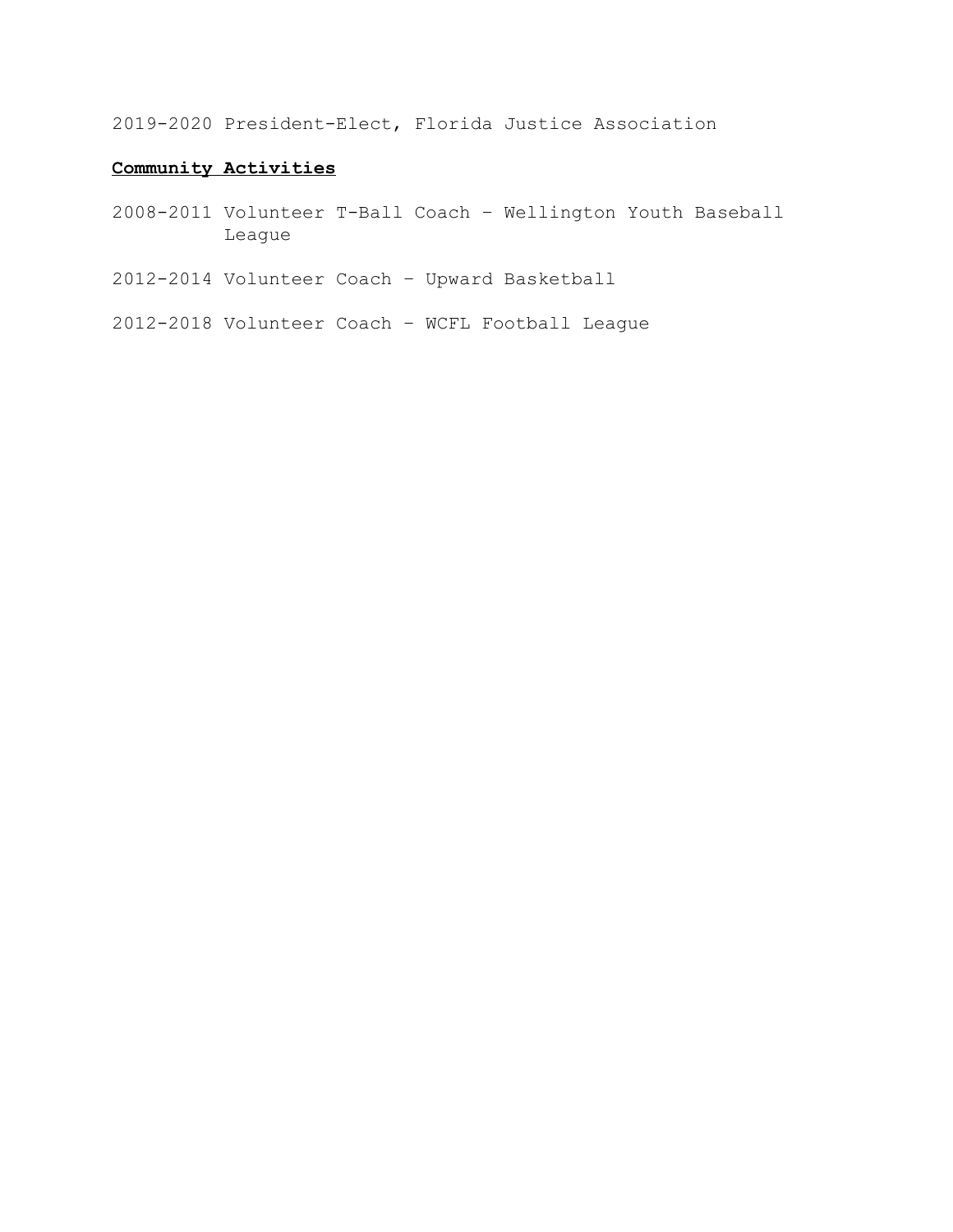2019-2020 President-Elect, Florida Justice Association

**Community Activities**

2008-2011 Volunteer T-Ball Coach – Wellington Youth Baseball League

2012-2014 Volunteer Coach – Upward Basketball

2012-2018 Volunteer Coach – WCFL Football League